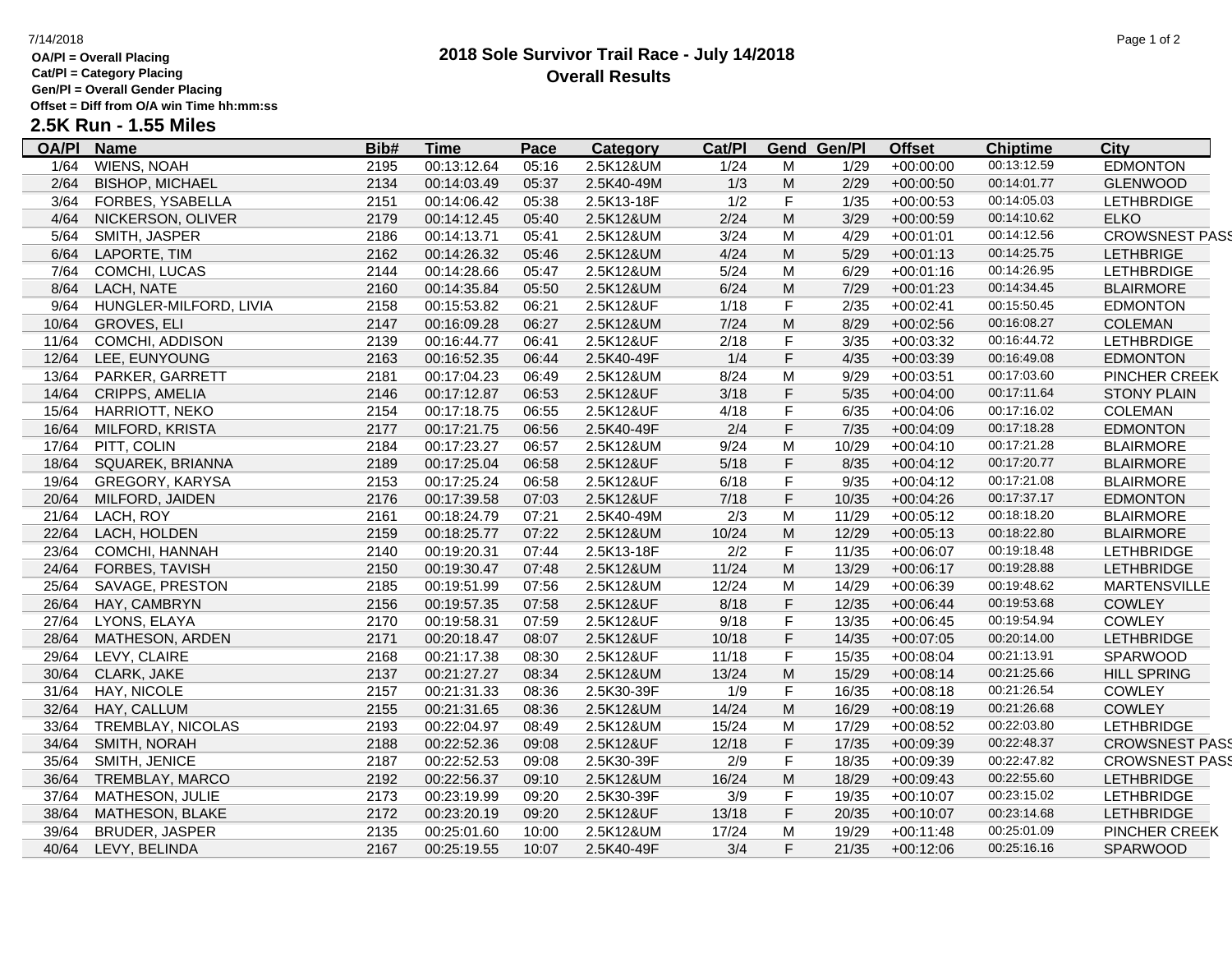OA/Pl = Overall Placing
Cat/Pl = Category Placing
Gen/Pl = Overall Gender Placing
Offset = Diff from O/A win Time hh:mm:ss

# 2018 Sole Survivor Trail Race - July 14/2018
## Overall Results

### 2.5K Run - 1.55 Miles

| OA/Pl | Name | Bib# | Time | Pace | Category | Cat/Pl | Gend | Gen/Pl | Offset | Chiptime | City |
|---|---|---|---|---|---|---|---|---|---|---|---|
| 1/64 | WIENS, NOAH | 2195 | 00:13:12.64 | 05:16 | 2.5K12&UM | 1/24 | M | 1/29 | +00:00:00 | 00:13:12.59 | EDMONTON |
| 2/64 | BISHOP, MICHAEL | 2134 | 00:14:03.49 | 05:37 | 2.5K40-49M | 1/3 | M | 2/29 | +00:00:50 | 00:14:01.77 | GLENWOOD |
| 3/64 | FORBES, YSABELLA | 2151 | 00:14:06.42 | 05:38 | 2.5K13-18F | 1/2 | F | 1/35 | +00:00:53 | 00:14:05.03 | LETHBRDIGE |
| 4/64 | NICKERSON, OLIVER | 2179 | 00:14:12.45 | 05:40 | 2.5K12&UM | 2/24 | M | 3/29 | +00:00:59 | 00:14:10.62 | ELKO |
| 5/64 | SMITH, JASPER | 2186 | 00:14:13.71 | 05:41 | 2.5K12&UM | 3/24 | M | 4/29 | +00:01:01 | 00:14:12.56 | CROWSNEST PASS |
| 6/64 | LAPORTE, TIM | 2162 | 00:14:26.32 | 05:46 | 2.5K12&UM | 4/24 | M | 5/29 | +00:01:13 | 00:14:25.75 | LETHBRIGE |
| 7/64 | COMCHI, LUCAS | 2144 | 00:14:28.66 | 05:47 | 2.5K12&UM | 5/24 | M | 6/29 | +00:01:16 | 00:14:26.95 | LETHBRDIGE |
| 8/64 | LACH, NATE | 2160 | 00:14:35.84 | 05:50 | 2.5K12&UM | 6/24 | M | 7/29 | +00:01:23 | 00:14:34.45 | BLAIRMORE |
| 9/64 | HUNGLER-MILFORD, LIVIA | 2158 | 00:15:53.82 | 06:21 | 2.5K12&UF | 1/18 | F | 2/35 | +00:02:41 | 00:15:50.45 | EDMONTON |
| 10/64 | GROVES, ELI | 2147 | 00:16:09.28 | 06:27 | 2.5K12&UM | 7/24 | M | 8/29 | +00:02:56 | 00:16:08.27 | COLEMAN |
| 11/64 | COMCHI, ADDISON | 2139 | 00:16:44.77 | 06:41 | 2.5K12&UF | 2/18 | F | 3/35 | +00:03:32 | 00:16:44.72 | LETHBRDIGE |
| 12/64 | LEE, EUNYOUNG | 2163 | 00:16:52.35 | 06:44 | 2.5K40-49F | 1/4 | F | 4/35 | +00:03:39 | 00:16:49.08 | EDMONTON |
| 13/64 | PARKER, GARRETT | 2181 | 00:17:04.23 | 06:49 | 2.5K12&UM | 8/24 | M | 9/29 | +00:03:51 | 00:17:03.60 | PINCHER CREEK |
| 14/64 | CRIPPS, AMELIA | 2146 | 00:17:12.87 | 06:53 | 2.5K12&UF | 3/18 | F | 5/35 | +00:04:00 | 00:17:11.64 | STONY PLAIN |
| 15/64 | HARRIOTT, NEKO | 2154 | 00:17:18.75 | 06:55 | 2.5K12&UF | 4/18 | F | 6/35 | +00:04:06 | 00:17:16.02 | COLEMAN |
| 16/64 | MILFORD, KRISTA | 2177 | 00:17:21.75 | 06:56 | 2.5K40-49F | 2/4 | F | 7/35 | +00:04:09 | 00:17:18.28 | EDMONTON |
| 17/64 | PITT, COLIN | 2184 | 00:17:23.27 | 06:57 | 2.5K12&UM | 9/24 | M | 10/29 | +00:04:10 | 00:17:21.28 | BLAIRMORE |
| 18/64 | SQUAREK, BRIANNA | 2189 | 00:17:25.04 | 06:58 | 2.5K12&UF | 5/18 | F | 8/35 | +00:04:12 | 00:17:20.77 | BLAIRMORE |
| 19/64 | GREGORY, KARYSA | 2153 | 00:17:25.24 | 06:58 | 2.5K12&UF | 6/18 | F | 9/35 | +00:04:12 | 00:17:21.08 | BLAIRMORE |
| 20/64 | MILFORD, JAIDEN | 2176 | 00:17:39.58 | 07:03 | 2.5K12&UF | 7/18 | F | 10/35 | +00:04:26 | 00:17:37.17 | EDMONTON |
| 21/64 | LACH, ROY | 2161 | 00:18:24.79 | 07:21 | 2.5K40-49M | 2/3 | M | 11/29 | +00:05:12 | 00:18:18.20 | BLAIRMORE |
| 22/64 | LACH, HOLDEN | 2159 | 00:18:25.77 | 07:22 | 2.5K12&UM | 10/24 | M | 12/29 | +00:05:13 | 00:18:22.80 | BLAIRMORE |
| 23/64 | COMCHI, HANNAH | 2140 | 00:19:20.31 | 07:44 | 2.5K13-18F | 2/2 | F | 11/35 | +00:06:07 | 00:19:18.48 | LETHBRIDGE |
| 24/64 | FORBES, TAVISH | 2150 | 00:19:30.47 | 07:48 | 2.5K12&UM | 11/24 | M | 13/29 | +00:06:17 | 00:19:28.88 | LETHBRIDGE |
| 25/64 | SAVAGE, PRESTON | 2185 | 00:19:51.99 | 07:56 | 2.5K12&UM | 12/24 | M | 14/29 | +00:06:39 | 00:19:48.62 | MARTENSVILLE |
| 26/64 | HAY, CAMBRYN | 2156 | 00:19:57.35 | 07:58 | 2.5K12&UF | 8/18 | F | 12/35 | +00:06:44 | 00:19:53.68 | COWLEY |
| 27/64 | LYONS, ELAYA | 2170 | 00:19:58.31 | 07:59 | 2.5K12&UF | 9/18 | F | 13/35 | +00:06:45 | 00:19:54.94 | COWLEY |
| 28/64 | MATHESON, ARDEN | 2171 | 00:20:18.47 | 08:07 | 2.5K12&UF | 10/18 | F | 14/35 | +00:07:05 | 00:20:14.00 | LETHBRIDGE |
| 29/64 | LEVY, CLAIRE | 2168 | 00:21:17.38 | 08:30 | 2.5K12&UF | 11/18 | F | 15/35 | +00:08:04 | 00:21:13.91 | SPARWOOD |
| 30/64 | CLARK, JAKE | 2137 | 00:21:27.27 | 08:34 | 2.5K12&UM | 13/24 | M | 15/29 | +00:08:14 | 00:21:25.66 | HILL SPRING |
| 31/64 | HAY, NICOLE | 2157 | 00:21:31.33 | 08:36 | 2.5K30-39F | 1/9 | F | 16/35 | +00:08:18 | 00:21:26.54 | COWLEY |
| 32/64 | HAY, CALLUM | 2155 | 00:21:31.65 | 08:36 | 2.5K12&UM | 14/24 | M | 16/29 | +00:08:19 | 00:21:26.68 | COWLEY |
| 33/64 | TREMBLAY, NICOLAS | 2193 | 00:22:04.97 | 08:49 | 2.5K12&UM | 15/24 | M | 17/29 | +00:08:52 | 00:22:03.80 | LETHBRIDGE |
| 34/64 | SMITH, NORAH | 2188 | 00:22:52.36 | 09:08 | 2.5K12&UF | 12/18 | F | 17/35 | +00:09:39 | 00:22:48.37 | CROWSNEST PASS |
| 35/64 | SMITH, JENICE | 2187 | 00:22:52.53 | 09:08 | 2.5K30-39F | 2/9 | F | 18/35 | +00:09:39 | 00:22:47.82 | CROWSNEST PASS |
| 36/64 | TREMBLAY, MARCO | 2192 | 00:22:56.37 | 09:10 | 2.5K12&UM | 16/24 | M | 18/29 | +00:09:43 | 00:22:55.60 | LETHBRIDGE |
| 37/64 | MATHESON, JULIE | 2173 | 00:23:19.99 | 09:20 | 2.5K30-39F | 3/9 | F | 19/35 | +00:10:07 | 00:23:15.02 | LETHBRIDGE |
| 38/64 | MATHESON, BLAKE | 2172 | 00:23:20.19 | 09:20 | 2.5K12&UF | 13/18 | F | 20/35 | +00:10:07 | 00:23:14.68 | LETHBRIDGE |
| 39/64 | BRUDER, JASPER | 2135 | 00:25:01.60 | 10:00 | 2.5K12&UM | 17/24 | M | 19/29 | +00:11:48 | 00:25:01.09 | PINCHER CREEK |
| 40/64 | LEVY, BELINDA | 2167 | 00:25:19.55 | 10:07 | 2.5K40-49F | 3/4 | F | 21/35 | +00:12:06 | 00:25:16.16 | SPARWOOD |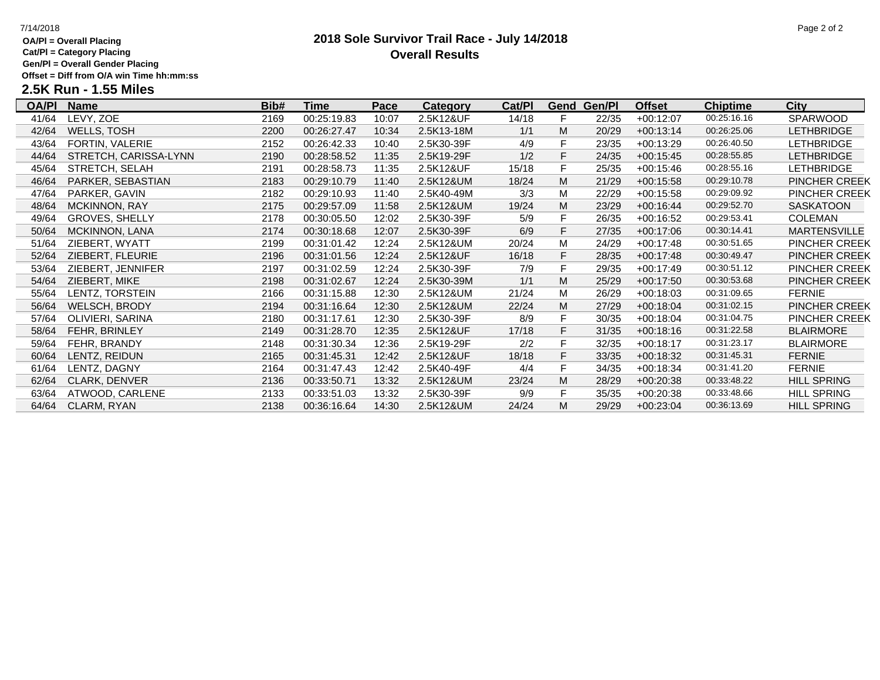OA/Pl = Overall Placing
Cat/Pl = Category Placing
Gen/Pl = Overall Gender Placing
Offset = Diff from O/A win Time hh:mm:ss

# 2018 Sole Survivor Trail Race - July 14/2018
## Overall Results

### 2.5K Run - 1.55 Miles

| OA/Pl | Name | Bib# | Time | Pace | Category | Cat/Pl | Gend | Gen/Pl | Offset | Chiptime | City |
|---|---|---|---|---|---|---|---|---|---|---|---|
| 41/64 | LEVY, ZOE | 2169 | 00:25:19.83 | 10:07 | 2.5K12&UF | 14/18 | F | 22/35 | +00:12:07 | 00:25:16.16 | SPARWOOD |
| 42/64 | WELLS, TOSH | 2200 | 00:26:27.47 | 10:34 | 2.5K13-18M | 1/1 | M | 20/29 | +00:13:14 | 00:26:25.06 | LETHBRIDGE |
| 43/64 | FORTIN, VALERIE | 2152 | 00:26:42.33 | 10:40 | 2.5K30-39F | 4/9 | F | 23/35 | +00:13:29 | 00:26:40.50 | LETHBRIDGE |
| 44/64 | STRETCH, CARISSA-LYNN | 2190 | 00:28:58.52 | 11:35 | 2.5K19-29F | 1/2 | F | 24/35 | +00:15:45 | 00:28:55.85 | LETHBRIDGE |
| 45/64 | STRETCH, SELAH | 2191 | 00:28:58.73 | 11:35 | 2.5K12&UF | 15/18 | F | 25/35 | +00:15:46 | 00:28:55.16 | LETHBRIDGE |
| 46/64 | PARKER, SEBASTIAN | 2183 | 00:29:10.79 | 11:40 | 2.5K12&UM | 18/24 | M | 21/29 | +00:15:58 | 00:29:10.78 | PINCHER CREEK |
| 47/64 | PARKER, GAVIN | 2182 | 00:29:10.93 | 11:40 | 2.5K40-49M | 3/3 | M | 22/29 | +00:15:58 | 00:29:09.92 | PINCHER CREEK |
| 48/64 | MCKINNON, RAY | 2175 | 00:29:57.09 | 11:58 | 2.5K12&UM | 19/24 | M | 23/29 | +00:16:44 | 00:29:52.70 | SASKATOON |
| 49/64 | GROVES, SHELLY | 2178 | 00:30:05.50 | 12:02 | 2.5K30-39F | 5/9 | F | 26/35 | +00:16:52 | 00:29:53.41 | COLEMAN |
| 50/64 | MCKINNON, LANA | 2174 | 00:30:18.68 | 12:07 | 2.5K30-39F | 6/9 | F | 27/35 | +00:17:06 | 00:30:14.41 | MARTENSVILLE |
| 51/64 | ZIEBERT, WYATT | 2199 | 00:31:01.42 | 12:24 | 2.5K12&UM | 20/24 | M | 24/29 | +00:17:48 | 00:30:51.65 | PINCHER CREEK |
| 52/64 | ZIEBERT, FLEURIE | 2196 | 00:31:01.56 | 12:24 | 2.5K12&UF | 16/18 | F | 28/35 | +00:17:48 | 00:30:49.47 | PINCHER CREEK |
| 53/64 | ZIEBERT, JENNIFER | 2197 | 00:31:02.59 | 12:24 | 2.5K30-39F | 7/9 | F | 29/35 | +00:17:49 | 00:30:51.12 | PINCHER CREEK |
| 54/64 | ZIEBERT, MIKE | 2198 | 00:31:02.67 | 12:24 | 2.5K30-39M | 1/1 | M | 25/29 | +00:17:50 | 00:30:53.68 | PINCHER CREEK |
| 55/64 | LENTZ, TORSTEIN | 2166 | 00:31:15.88 | 12:30 | 2.5K12&UM | 21/24 | M | 26/29 | +00:18:03 | 00:31:09.65 | FERNIE |
| 56/64 | WELSCH, BRODY | 2194 | 00:31:16.64 | 12:30 | 2.5K12&UM | 22/24 | M | 27/29 | +00:18:04 | 00:31:02.15 | PINCHER CREEK |
| 57/64 | OLIVIERI, SARINA | 2180 | 00:31:17.61 | 12:30 | 2.5K30-39F | 8/9 | F | 30/35 | +00:18:04 | 00:31:04.75 | PINCHER CREEK |
| 58/64 | FEHR, BRINLEY | 2149 | 00:31:28.70 | 12:35 | 2.5K12&UF | 17/18 | F | 31/35 | +00:18:16 | 00:31:22.58 | BLAIRMORE |
| 59/64 | FEHR, BRANDY | 2148 | 00:31:30.34 | 12:36 | 2.5K19-29F | 2/2 | F | 32/35 | +00:18:17 | 00:31:23.17 | BLAIRMORE |
| 60/64 | LENTZ, REIDUN | 2165 | 00:31:45.31 | 12:42 | 2.5K12&UF | 18/18 | F | 33/35 | +00:18:32 | 00:31:45.31 | FERNIE |
| 61/64 | LENTZ, DAGNY | 2164 | 00:31:47.43 | 12:42 | 2.5K40-49F | 4/4 | F | 34/35 | +00:18:34 | 00:31:41.20 | FERNIE |
| 62/64 | CLARK, DENVER | 2136 | 00:33:50.71 | 13:32 | 2.5K12&UM | 23/24 | M | 28/29 | +00:20:38 | 00:33:48.22 | HILL SPRING |
| 63/64 | ATWOOD, CARLENE | 2133 | 00:33:51.03 | 13:32 | 2.5K30-39F | 9/9 | F | 35/35 | +00:20:38 | 00:33:48.66 | HILL SPRING |
| 64/64 | CLARM, RYAN | 2138 | 00:36:16.64 | 14:30 | 2.5K12&UM | 24/24 | M | 29/29 | +00:23:04 | 00:36:13.69 | HILL SPRING |